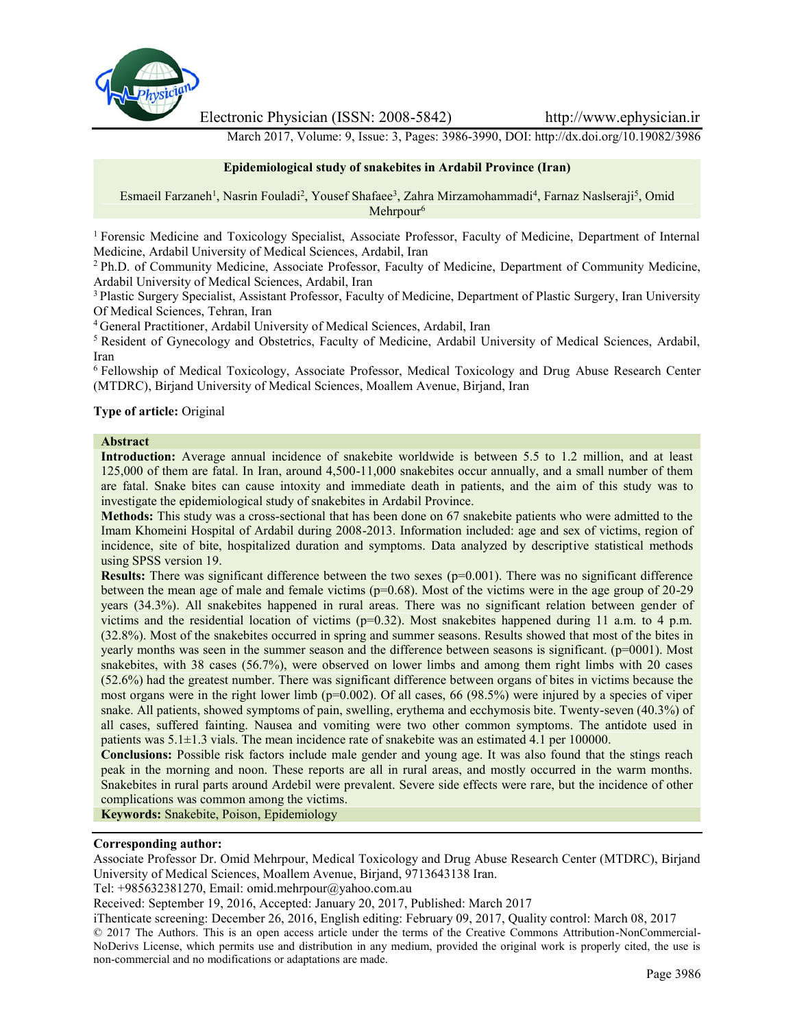Electronic Physician (ISSN: 2008-5842) http://www.ephysician.ir

March 2017, Volume: 9, Issue: 3, Pages: 3986-3990, DOI: http://dx.doi.org/10.19082/3986

# Epidemiological study of snakebites in Ardabil Province (Iran)

Esmaeil Farzaneh[1], Nasrin Fouladi[2], Yousef Shafaee[3], Zahra Mirzamohammadi[4], Farnaz Naslseraji[5], Omid Mehrpour[6]

[1] Forensic Medicine and Toxicology Specialist, Associate Professor, Faculty of Medicine, Department of Internal Medicine, Ardabil University of Medical Sciences, Ardabil, Iran

[2] Ph.D. of Community Medicine, Associate Professor, Faculty of Medicine, Department of Community Medicine, Ardabil University of Medical Sciences, Ardabil, Iran

[3] Plastic Surgery Specialist, Assistant Professor, Faculty of Medicine, Department of Plastic Surgery, Iran University Of Medical Sciences, Tehran, Iran

[4] General Practitioner, Ardabil University of Medical Sciences, Ardabil, Iran

[5] Resident of Gynecology and Obstetrics, Faculty of Medicine, Ardabil University of Medical Sciences, Ardabil, Iran

[6] Fellowship of Medical Toxicology, Associate Professor, Medical Toxicology and Drug Abuse Research Center (MTDRC), Birjand University of Medical Sciences, Moallem Avenue, Birjand, Iran

**Type of article:** Original

## Abstract

**Introduction:** Average annual incidence of snakebite worldwide is between 5.5 to 1.2 million, and at least 125,000 of them are fatal. In Iran, around 4,500-11,000 snakebites occur annually, and a small number of them are fatal. Snake bites can cause intoxity and immediate death in patients, and the aim of this study was to investigate the epidemiological study of snakebites in Ardabil Province.

**Methods:** This study was a cross-sectional that has been done on 67 snakebite patients who were admitted to the Imam Khomeini Hospital of Ardabil during 2008-2013. Information included: age and sex of victims, region of incidence, site of bite, hospitalized duration and symptoms. Data analyzed by descriptive statistical methods using SPSS version 19.

**Results:** There was significant difference between the two sexes ($p=0.001$). There was no significant difference between the mean age of male and female victims ($p=0.68$). Most of the victims were in the age group of 20-29 years (34.3%). All snakebites happened in rural areas. There was no significant relation between gender of victims and the residential location of victims ($p=0.32$). Most snakebites happened during 11 a.m. to 4 p.m. (32.8%). Most of the snakebites occurred in spring and summer seasons. Results showed that most of the bites in yearly months was seen in the summer season and the difference between seasons is significant. ($p=0001$). Most snakebites, with 38 cases (56.7%), were observed on lower limbs and among them right limbs with 20 cases (52.6%) had the greatest number. There was significant difference between organs of bites in victims because the most organs were in the right lower limb ($p=0.002$). Of all cases, 66 (98.5%) were injured by a species of viper snake. All patients, showed symptoms of pain, swelling, erythema and ecchymosis bite. Twenty-seven (40.3%) of all cases, suffered fainting. Nausea and vomiting were two other common symptoms. The antidote used in patients was $5.1\pm1.3$ vials. The mean incidence rate of snakebite was an estimated 4.1 per 100000.

**Conclusions:** Possible risk factors include male gender and young age. It was also found that the stings reach peak in the morning and noon. These reports are all in rural areas, and mostly occurred in the warm months. Snakebites in rural parts around Ardebil were prevalent. Severe side effects were rare, but the incidence of other complications was common among the victims.

**Keywords:** Snakebite, Poison, Epidemiology

**Corresponding author:**

Associate Professor Dr. Omid Mehrpour, Medical Toxicology and Drug Abuse Research Center (MTDRC), Birjand University of Medical Sciences, Moallem Avenue, Birjand, 9713643138 Iran.

Tel: +985632381270, Email: omid.mehrpour@yahoo.com.au

Received: September 19, 2016, Accepted: January 20, 2017, Published: March 2017

iThenticate screening: December 26, 2016, English editing: February 09, 2017, Quality control: March 08, 2017

© 2017 The Authors. This is an open access article under the terms of the Creative Commons Attribution-NonCommercial-NoDerivs License, which permits use and distribution in any medium, provided the original work is properly cited, the use is non-commercial and no modifications or adaptations are made.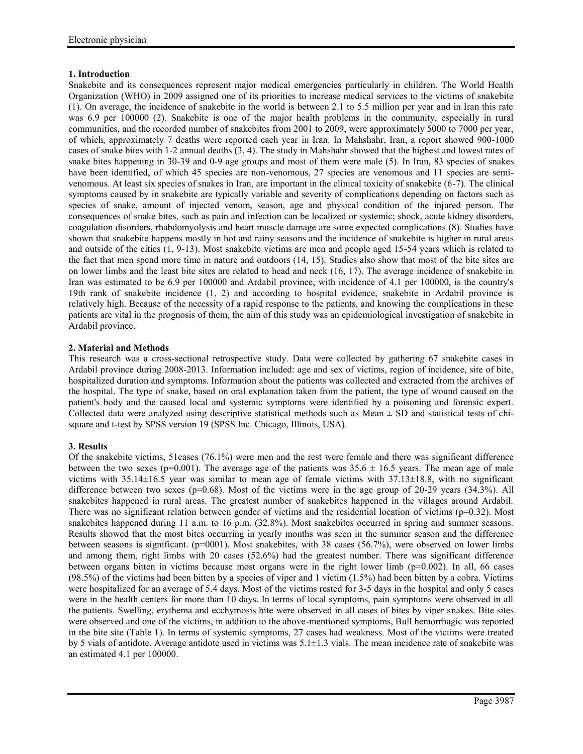## 1. Introduction

Snakebite and its consequences represent major medical emergencies particularly in children. The World Health Organization (WHO) in 2009 assigned one of its priorities to increase medical services to the victims of snakebite (1). On average, the incidence of snakebite in the world is between 2.1 to 5.5 million per year and in Iran this rate was 6.9 per 100000 (2). Snakebite is one of the major health problems in the community, especially in rural communities, and the recorded number of snakebites from 2001 to 2009, were approximately 5000 to 7000 per year, of which, approximately 7 deaths were reported each year in Iran. In Mahshahr, Iran, a report showed 900-1000 cases of snake bites with 1-2 annual deaths (3, 4). The study in Mahshahr showed that the highest and lowest rates of snake bites happening in 30-39 and 0-9 age groups and most of them were male (5). In Iran, 83 species of snakes have been identified, of which 45 species are non-venomous, 27 species are venomous and 11 species are semi-venomous. At least six species of snakes in Iran, are important in the clinical toxicity of snakebite (6-7). The clinical symptoms caused by in snakebite are typically variable and severity of complications depending on factors such as species of snake, amount of injected venom, season, age and physical condition of the injured person. The consequences of snake bites, such as pain and infection can be localized or systemic; shock, acute kidney disorders, coagulation disorders, rhabdomyolysis and heart muscle damage are some expected complications (8). Studies have shown that snakebite happens mostly in hot and rainy seasons and the incidence of snakebite is higher in rural areas and outside of the cities (1, 9-13). Most snakebite victims are men and people aged 15-54 years which is related to the fact that men spend more time in nature and outdoors (14, 15). Studies also show that most of the bite sites are on lower limbs and the least bite sites are related to head and neck (16, 17). The average incidence of snakebite in Iran was estimated to be 6.9 per 100000 and Ardabil province, with incidence of 4.1 per 100000, is the country's 19th rank of snakebite incidence (1, 2) and according to hospital evidence, snakebite in Ardabil province is relatively high. Because of the necessity of a rapid response to the patients, and knowing the complications in these patients are vital in the prognosis of them, the aim of this study was an epidemiological investigation of snakebite in Ardabil province.

## 2. Material and Methods

This research was a cross-sectional retrospective study. Data were collected by gathering 67 snakebite cases in Ardabil province during 2008-2013. Information included: age and sex of victims, region of incidence, site of bite, hospitalized duration and symptoms. Information about the patients was collected and extracted from the archives of the hospital. The type of snake, based on oral explanation taken from the patient, the type of wound caused on the patient's body and the caused local and systemic symptoms were identified by a poisoning and forensic expert. Collected data were analyzed using descriptive statistical methods such as Mean ± SD and statistical tests of chi-square and t-test by SPSS version 19 (SPSS Inc. Chicago, Illinois, USA).

## 3. Results

Of the snakebite victims, 51cases (76.1%) were men and the rest were female and there was significant difference between the two sexes ($p=0.001$). The average age of the patients was $35.6 \pm 16.5$ years. The mean age of male victims with $35.14 \pm 16.5$ year was similar to mean age of female victims with $37.13 \pm 18.8$, with no significant difference between two sexes ($p=0.68$). Most of the victims were in the age group of 20-29 years (34.3%). All snakebites happened in rural areas. The greatest number of snakebites happened in the villages around Ardabil. There was no significant relation between gender of victims and the residential location of victims ($p=0.32$). Most snakebites happened during 11 a.m. to 16 p.m. (32.8%). Most snakebites occurred in spring and summer seasons. Results showed that the most bites occurring in yearly months was seen in the summer season and the difference between seasons is significant. ($p=0001$). Most snakebites, with 38 cases (56.7%), were observed on lower limbs and among them, right limbs with 20 cases (52.6%) had the greatest number. There was significant difference between organs bitten in victims because most organs were in the right lower limb ($p=0.002$). In all, 66 cases (98.5%) of the victims had been bitten by a species of viper and 1 victim (1.5%) had been bitten by a cobra. Victims were hospitalized for an average of 5.4 days. Most of the victims rested for 3-5 days in the hospital and only 5 cases were in the health centers for more than 10 days. In terms of local symptoms, pain symptoms were observed in all the patients. Swelling, erythema and ecchymosis bite were observed in all cases of bites by viper snakes. Bite sites were observed and one of the victims, in addition to the above-mentioned symptoms, Bull hemorrhagic was reported in the bite site (Table 1). In terms of systemic symptoms, 27 cases had weakness. Most of the victims were treated by 5 vials of antidote. Average antidote used in victims was $5.1 \pm 1.3$ vials. The mean incidence rate of snakebite was an estimated 4.1 per 100000.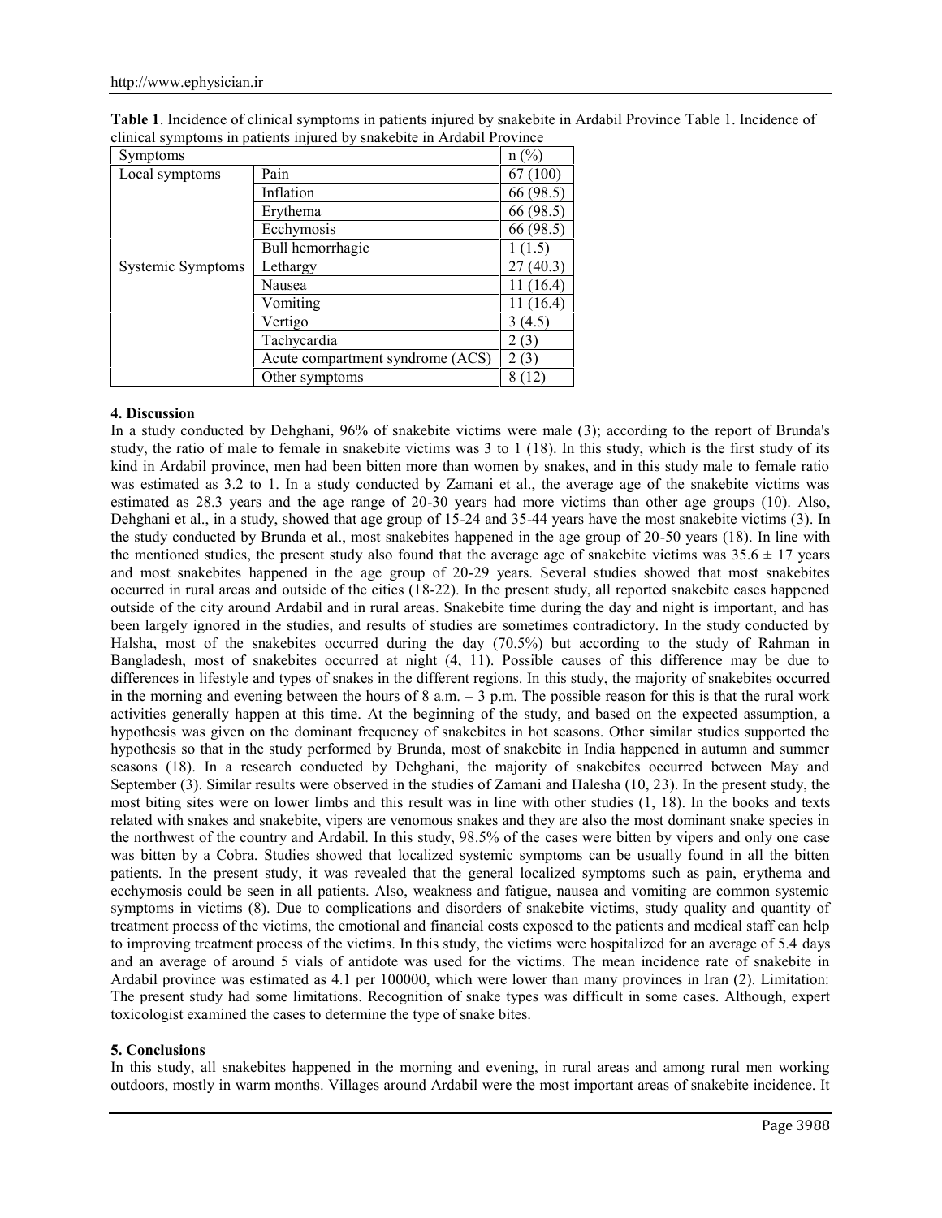**Table 1**. Incidence of clinical symptoms in patients injured by snakebite in Ardabil Province Table 1. Incidence of clinical symptoms in patients injured by snakebite in Ardabil Province

| Symptoms | | n (%) |
|---|---|---|
| Local symptoms | Pain | 67 (100) |
| | Inflation | 66 (98.5) |
| | Erythema | 66 (98.5) |
| | Ecchymosis | 66 (98.5) |
| | Bull hemorrhagic | 1 (1.5) |
| Systemic Symptoms | Lethargy | 27 (40.3) |
| | Nausea | 11 (16.4) |
| | Vomiting | 11 (16.4) |
| | Vertigo | 3 (4.5) |
| | Tachycardia | 2 (3) |
| | Acute compartment syndrome (ACS) | 2 (3) |
| | Other symptoms | 8 (12) |

### 4. Discussion

In a study conducted by Dehghani, 96% of snakebite victims were male (3); according to the report of Brunda's study, the ratio of male to female in snakebite victims was 3 to 1 (18). In this study, which is the first study of its kind in Ardabil province, men had been bitten more than women by snakes, and in this study male to female ratio was estimated as 3.2 to 1. In a study conducted by Zamani et al., the average age of the snakebite victims was estimated as 28.3 years and the age range of 20-30 years had more victims than other age groups (10). Also, Dehghani et al., in a study, showed that age group of 15-24 and 35-44 years have the most snakebite victims (3). In the study conducted by Brunda et al., most snakebites happened in the age group of 20-50 years (18). In line with the mentioned studies, the present study also found that the average age of snakebite victims was $35.6 \pm 17$ years and most snakebites happened in the age group of 20-29 years. Several studies showed that most snakebites occurred in rural areas and outside of the cities (18-22). In the present study, all reported snakebite cases happened outside of the city around Ardabil and in rural areas. Snakebite time during the day and night is important, and has been largely ignored in the studies, and results of studies are sometimes contradictory. In the study conducted by Halsha, most of the snakebites occurred during the day (70.5%) but according to the study of Rahman in Bangladesh, most of snakebites occurred at night (4, 11). Possible causes of this difference may be due to differences in lifestyle and types of snakes in the different regions. In this study, the majority of snakebites occurred in the morning and evening between the hours of 8 a.m. – 3 p.m. The possible reason for this is that the rural work activities generally happen at this time. At the beginning of the study, and based on the expected assumption, a hypothesis was given on the dominant frequency of snakebites in hot seasons. Other similar studies supported the hypothesis so that in the study performed by Brunda, most of snakebite in India happened in autumn and summer seasons (18). In a research conducted by Dehghani, the majority of snakebites occurred between May and September (3). Similar results were observed in the studies of Zamani and Halesha (10, 23). In the present study, the most biting sites were on lower limbs and this result was in line with other studies (1, 18). In the books and texts related with snakes and snakebite, vipers are venomous snakes and they are also the most dominant snake species in the northwest of the country and Ardabil. In this study, 98.5% of the cases were bitten by vipers and only one case was bitten by a Cobra. Studies showed that localized systemic symptoms can be usually found in all the bitten patients. In the present study, it was revealed that the general localized symptoms such as pain, erythema and ecchymosis could be seen in all patients. Also, weakness and fatigue, nausea and vomiting are common systemic symptoms in victims (8). Due to complications and disorders of snakebite victims, study quality and quantity of treatment process of the victims, the emotional and financial costs exposed to the patients and medical staff can help to improving treatment process of the victims. In this study, the victims were hospitalized for an average of 5.4 days and an average of around 5 vials of antidote was used for the victims. The mean incidence rate of snakebite in Ardabil province was estimated as 4.1 per 100000, which were lower than many provinces in Iran (2). Limitation: The present study had some limitations. Recognition of snake types was difficult in some cases. Although, expert toxicologist examined the cases to determine the type of snake bites.

### 5. Conclusions

In this study, all snakebites happened in the morning and evening, in rural areas and among rural men working outdoors, mostly in warm months. Villages around Ardabil were the most important areas of snakebite incidence. It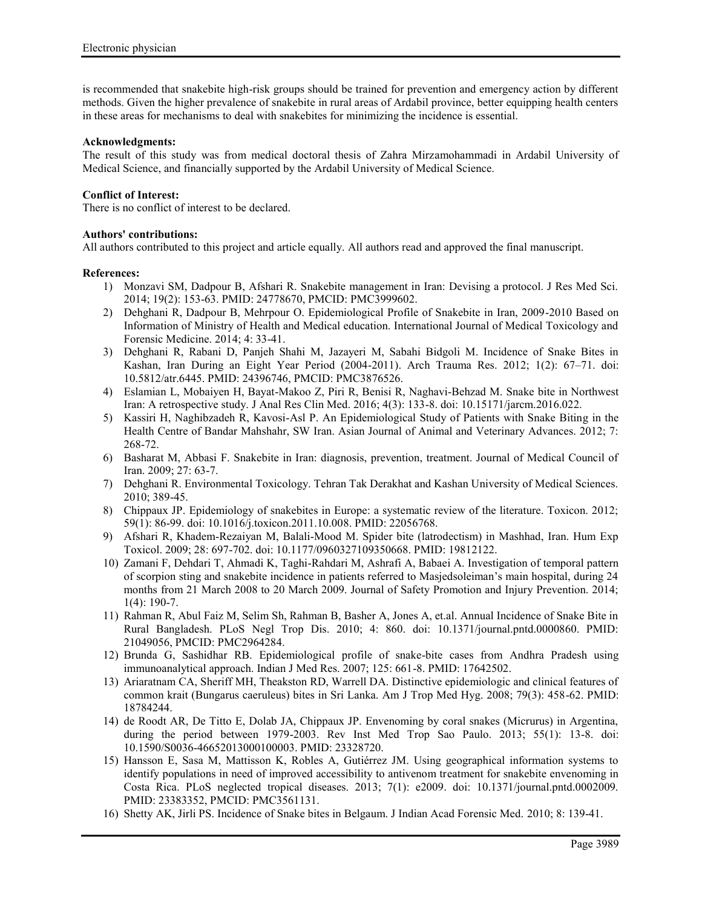is recommended that snakebite high-risk groups should be trained for prevention and emergency action by different methods. Given the higher prevalence of snakebite in rural areas of Ardabil province, better equipping health centers in these areas for mechanisms to deal with snakebites for minimizing the incidence is essential.

**Acknowledgments:**
The result of this study was from medical doctoral thesis of Zahra Mirzamohammadi in Ardabil University of Medical Science, and financially supported by the Ardabil University of Medical Science.

**Conflict of Interest:**
There is no conflict of interest to be declared.

**Authors' contributions:**
All authors contributed to this project and article equally. All authors read and approved the final manuscript.

**References:**

1) Monzavi SM, Dadpour B, Afshari R. Snakebite management in Iran: Devising a protocol. J Res Med Sci. 2014; 19(2): 153-63. PMID: 24778670, PMCID: PMC3999602.
2) Dehghani R, Dadpour B, Mehrpour O. Epidemiological Profile of Snakebite in Iran, 2009-2010 Based on Information of Ministry of Health and Medical education. International Journal of Medical Toxicology and Forensic Medicine. 2014; 4: 33-41.
3) Dehghani R, Rabani D, Panjeh Shahi M, Jazayeri M, Sabahi Bidgoli M. Incidence of Snake Bites in Kashan, Iran During an Eight Year Period (2004-2011). Arch Trauma Res. 2012; 1(2): 67–71. doi: 10.5812/atr.6445. PMID: 24396746, PMCID: PMC3876526.
4) Eslamian L, Mobaiyen H, Bayat-Makoo Z, Piri R, Benisi R, Naghavi-Behzad M. Snake bite in Northwest Iran: A retrospective study. J Anal Res Clin Med. 2016; 4(3): 133-8. doi: 10.15171/jarcm.2016.022.
5) Kassiri H, Naghibzadeh R, Kavosi-Asl P. An Epidemiological Study of Patients with Snake Biting in the Health Centre of Bandar Mahshahr, SW Iran. Asian Journal of Animal and Veterinary Advances. 2012; 7: 268-72.
6) Basharat M, Abbasi F. Snakebite in Iran: diagnosis, prevention, treatment. Journal of Medical Council of Iran. 2009; 27: 63-7.
7) Dehghani R. Environmental Toxicology. Tehran Tak Derakhat and Kashan University of Medical Sciences. 2010; 389-45.
8) Chippaux JP. Epidemiology of snakebites in Europe: a systematic review of the literature. Toxicon. 2012; 59(1): 86-99. doi: 10.1016/j.toxicon.2011.10.008. PMID: 22056768.
9) Afshari R, Khadem-Rezaiyan M, Balali-Mood M. Spider bite (latrodectism) in Mashhad, Iran. Hum Exp Toxicol. 2009; 28: 697-702. doi: 10.1177/0960327109350668. PMID: 19812122.
10) Zamani F, Dehdari T, Ahmadi K, Taghi-Rahdari M, Ashrafi A, Babaei A. Investigation of temporal pattern of scorpion sting and snakebite incidence in patients referred to Masjedsoleiman's main hospital, during 24 months from 21 March 2008 to 20 March 2009. Journal of Safety Promotion and Injury Prevention. 2014; 1(4): 190-7.
11) Rahman R, Abul Faiz M, Selim Sh, Rahman B, Basher A, Jones A, et.al. Annual Incidence of Snake Bite in Rural Bangladesh. PLoS Negl Trop Dis. 2010; 4: 860. doi: 10.1371/journal.pntd.0000860. PMID: 21049056, PMCID: PMC2964284.
12) Brunda G, Sashidhar RB. Epidemiological profile of snake-bite cases from Andhra Pradesh using immunoanalytical approach. Indian J Med Res. 2007; 125: 661-8. PMID: 17642502.
13) Ariaratnam CA, Sheriff MH, Theakston RD, Warrell DA. Distinctive epidemiologic and clinical features of common krait (Bungarus caeruleus) bites in Sri Lanka. Am J Trop Med Hyg. 2008; 79(3): 458-62. PMID: 18784244.
14) de Roodt AR, De Titto E, Dolab JA, Chippaux JP. Envenoming by coral snakes (Micrurus) in Argentina, during the period between 1979-2003. Rev Inst Med Trop Sao Paulo. 2013; 55(1): 13-8. doi: 10.1590/S0036-46652013000100003. PMID: 23328720.
15) Hansson E, Sasa M, Mattisson K, Robles A, Gutiérrez JM. Using geographical information systems to identify populations in need of improved accessibility to antivenom treatment for snakebite envenoming in Costa Rica. PLoS neglected tropical diseases. 2013; 7(1): e2009. doi: 10.1371/journal.pntd.0002009. PMID: 23383352, PMCID: PMC3561131.
16) Shetty AK, Jirli PS. Incidence of Snake bites in Belgaum. J Indian Acad Forensic Med. 2010; 8: 139-41.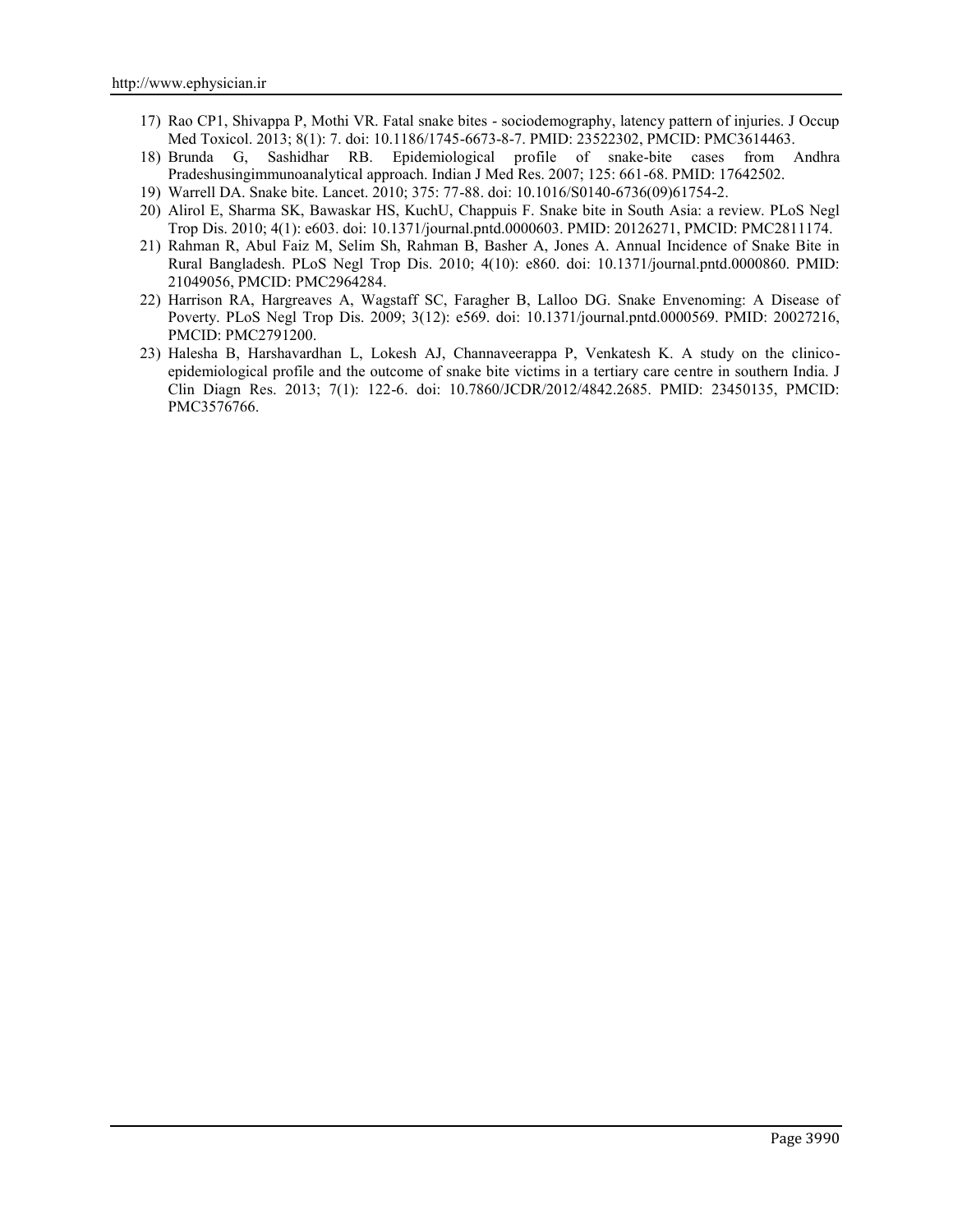17) Rao CP1, Shivappa P, Mothi VR. Fatal snake bites - sociodemography, latency pattern of injuries. J Occup Med Toxicol. 2013; 8(1): 7. doi: 10.1186/1745-6673-8-7. PMID: 23522302, PMCID: PMC3614463.
18) Brunda G, Sashidhar RB. Epidemiological profile of snake-bite cases from Andhra Pradeshusingimmunoanalytical approach. Indian J Med Res. 2007; 125: 661-68. PMID: 17642502.
19) Warrell DA. Snake bite. Lancet. 2010; 375: 77-88. doi: 10.1016/S0140-6736(09)61754-2.
20) Alirol E, Sharma SK, Bawaskar HS, KuchU, Chappuis F. Snake bite in South Asia: a review. PLoS Negl Trop Dis. 2010; 4(1): e603. doi: 10.1371/journal.pntd.0000603. PMID: 20126271, PMCID: PMC2811174.
21) Rahman R, Abul Faiz M, Selim Sh, Rahman B, Basher A, Jones A. Annual Incidence of Snake Bite in Rural Bangladesh. PLoS Negl Trop Dis. 2010; 4(10): e860. doi: 10.1371/journal.pntd.0000860. PMID: 21049056, PMCID: PMC2964284.
22) Harrison RA, Hargreaves A, Wagstaff SC, Faragher B, Lalloo DG. Snake Envenoming: A Disease of Poverty. PLoS Negl Trop Dis. 2009; 3(12): e569. doi: 10.1371/journal.pntd.0000569. PMID: 20027216, PMCID: PMC2791200.
23) Halesha B, Harshavardhan L, Lokesh AJ, Channaveerappa P, Venkatesh K. A study on the clinico-epidemiological profile and the outcome of snake bite victims in a tertiary care centre in southern India. J Clin Diagn Res. 2013; 7(1): 122-6. doi: 10.7860/JCDR/2012/4842.2685. PMID: 23450135, PMCID: PMC3576766.